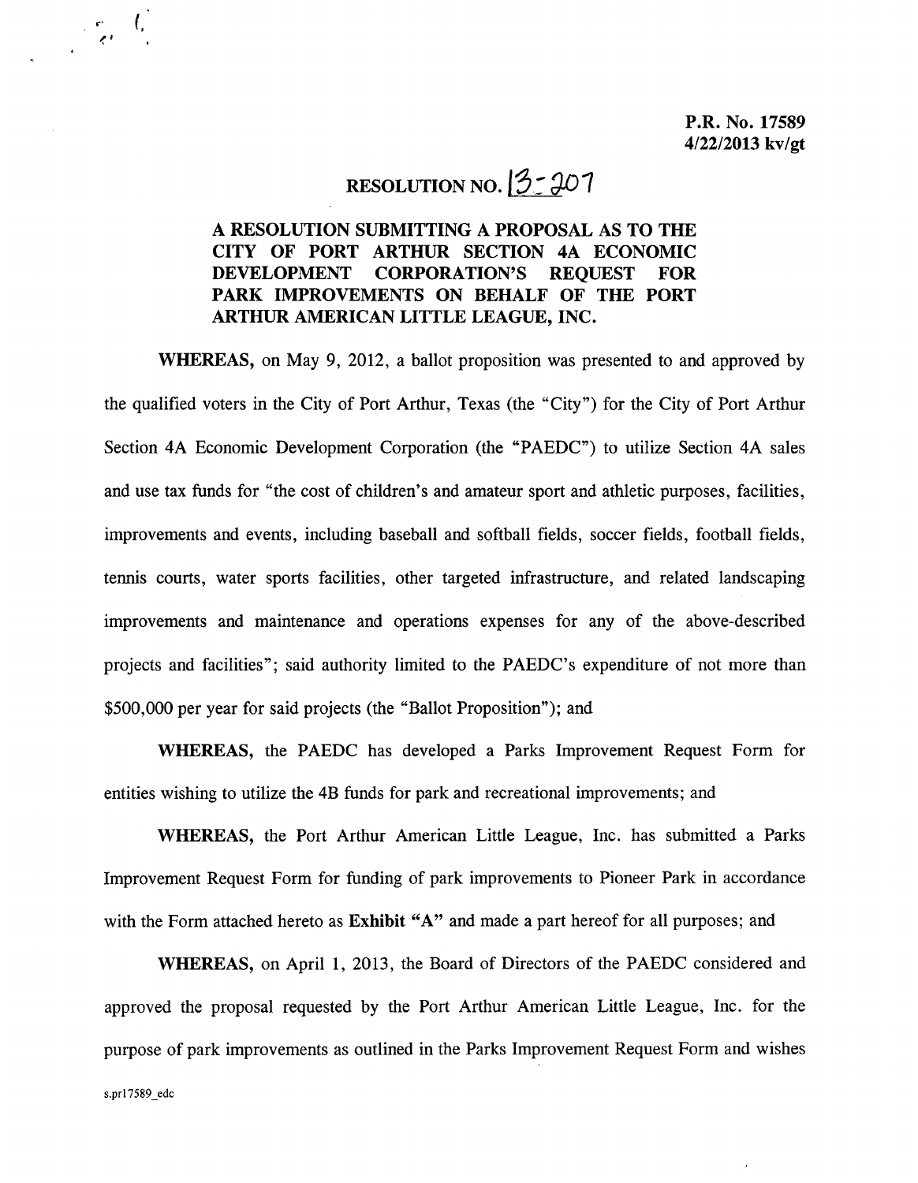**P.R. No. 17589**
**4/22/2013 kv/gt**

# RESOLUTION NO. 13-207

## A RESOLUTION SUBMITTING A PROPOSAL AS TO THE CITY OF PORT ARTHUR SECTION 4A ECONOMIC DEVELOPMENT CORPORATION'S REQUEST FOR PARK IMPROVEMENTS ON BEHALF OF THE PORT ARTHUR AMERICAN LITTLE LEAGUE, INC.

**WHEREAS,** on May 9, 2012, a ballot proposition was presented to and approved by the qualified voters in the City of Port Arthur, Texas (the "City") for the City of Port Arthur Section 4A Economic Development Corporation (the "PAEDC") to utilize Section 4A sales and use tax funds for "the cost of children's and amateur sport and athletic purposes, facilities, improvements and events, including baseball and softball fields, soccer fields, football fields, tennis courts, water sports facilities, other targeted infrastructure, and related landscaping improvements and maintenance and operations expenses for any of the above-described projects and facilities"; said authority limited to the PAEDC's expenditure of not more than $500,000 per year for said projects (the "Ballot Proposition"); and

**WHEREAS,** the PAEDC has developed a Parks Improvement Request Form for entities wishing to utilize the 4B funds for park and recreational improvements; and

**WHEREAS,** the Port Arthur American Little League, Inc. has submitted a Parks Improvement Request Form for funding of park improvements to Pioneer Park in accordance with the Form attached hereto as **Exhibit "A"** and made a part hereof for all purposes; and

**WHEREAS,** on April 1, 2013, the Board of Directors of the PAEDC considered and approved the proposal requested by the Port Arthur American Little League, Inc. for the purpose of park improvements as outlined in the Parks Improvement Request Form and wishes

s.pr17589_edc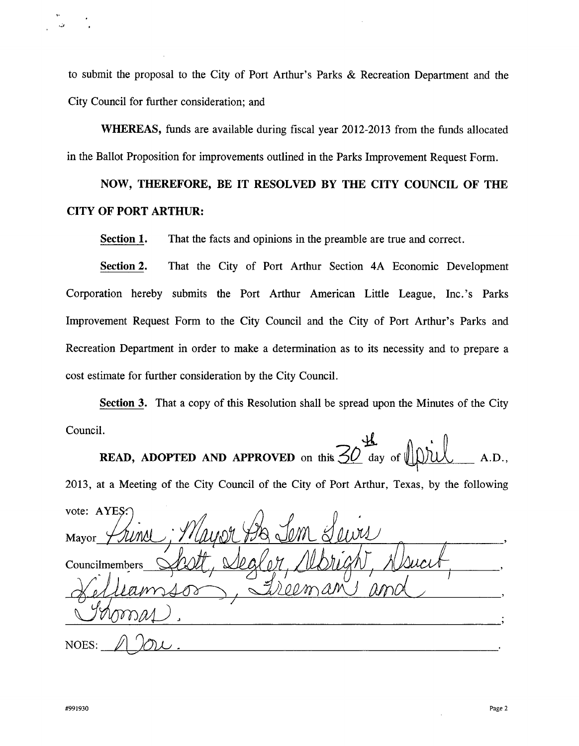to submit the proposal to the City of Port Arthur's Parks & Recreation Department and the City Council for further consideration; and

**WHEREAS,** funds are available during fiscal year 2012-2013 from the funds allocated in the Ballot Proposition for improvements outlined in the Parks Improvement Request Form.

**NOW, THEREFORE, BE IT RESOLVED BY THE CITY COUNCIL OF THE CITY OF PORT ARTHUR:**

**Section 1.** That the facts and opinions in the preamble are true and correct.

**Section 2.** That the City of Port Arthur Section 4A Economic Development Corporation hereby submits the Port Arthur American Little League, Inc.'s Parks Improvement Request Form to the City Council and the City of Port Arthur's Parks and Recreation Department in order to make a determination as to its necessity and to prepare a cost estimate for further consideration by the City Council.

**Section 3.** That a copy of this Resolution shall be spread upon the Minutes of the City Council.

**READ, ADOPTED AND APPROVED** on this 30th day of April A.D., 2013, at a Meeting of the City Council of the City of Port Arthur, Texas, by the following vote: AYES:

Mayor Prince; Mayor Pro Tem Lewis,

Councilmembers Scott, Segler, Albright, Doucet, Williamson, Freeman and Thomas.;

NOES: None.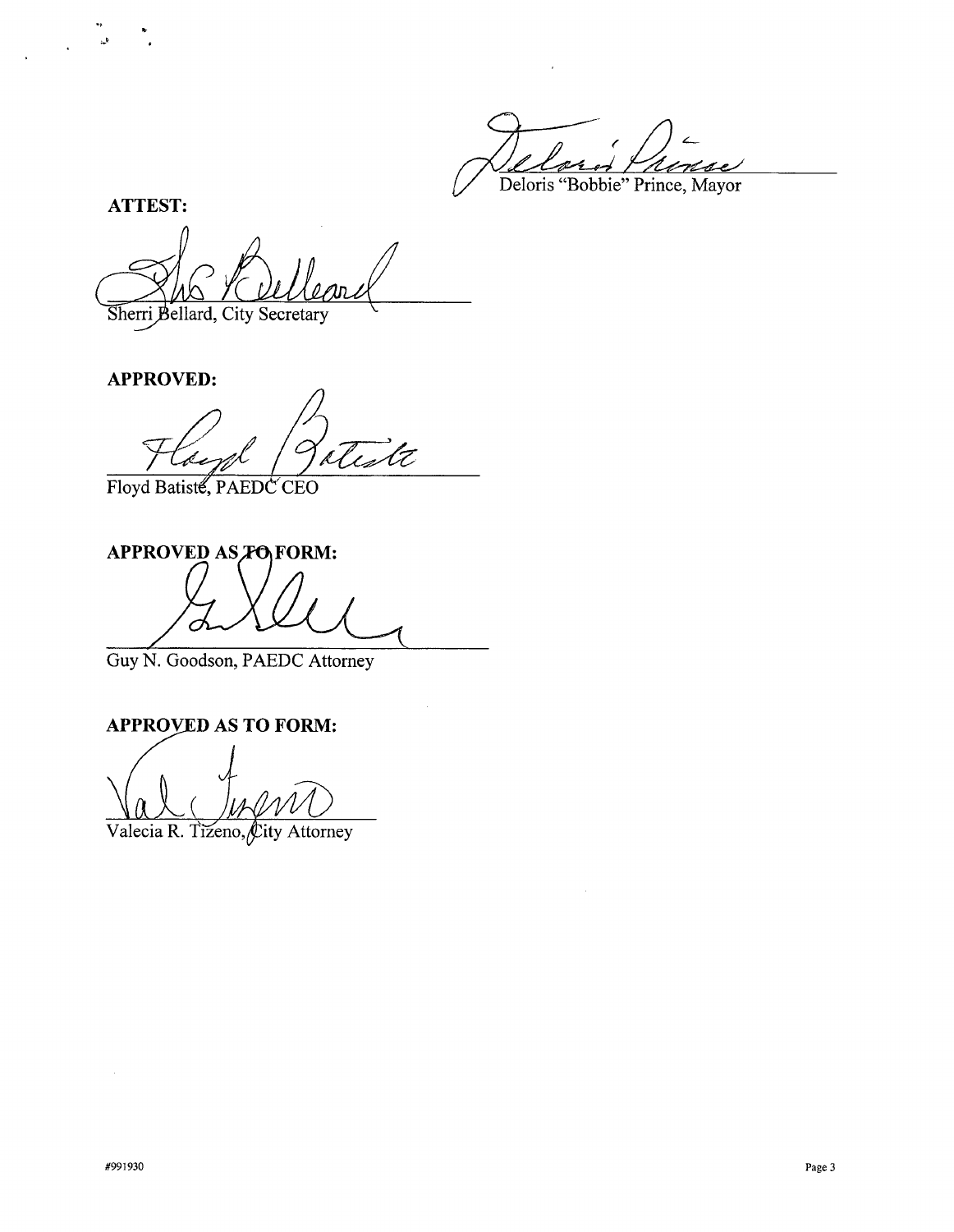Deloris "Bobbie" Prince, Mayor

**ATTEST:**

Sherri Bellard, City Secretary

**APPROVED:**

Floyd Batiste, PAEDC CEO

**APPROVED AS TO FORM:**

Guy N. Goodson, PAEDC Attorney

**APPROVED AS TO FORM:**

Valecia R. Tizeno, City Attorney

#991930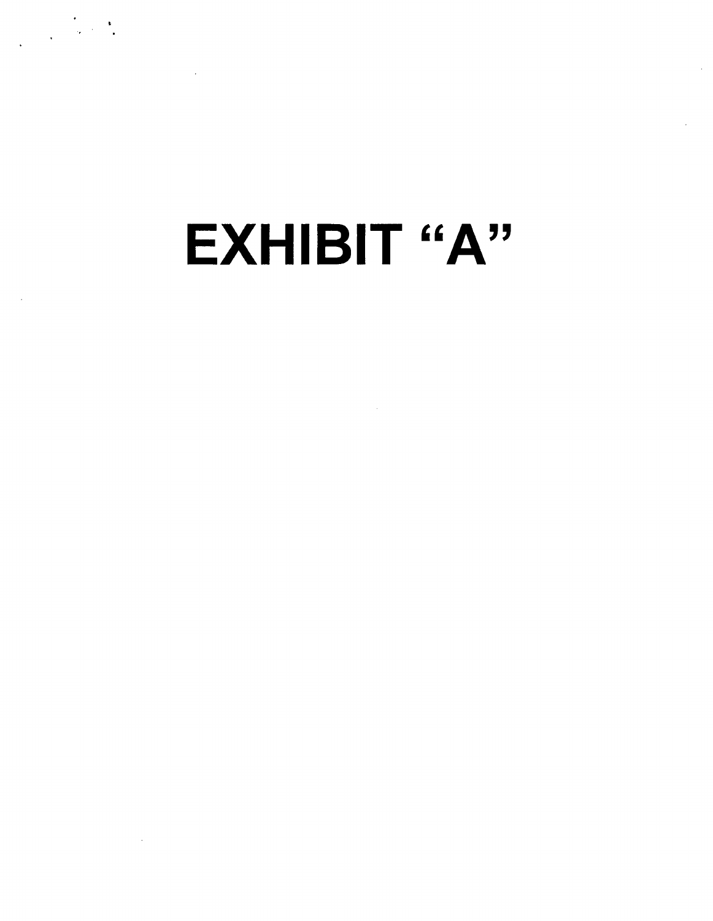# EXHIBIT "A"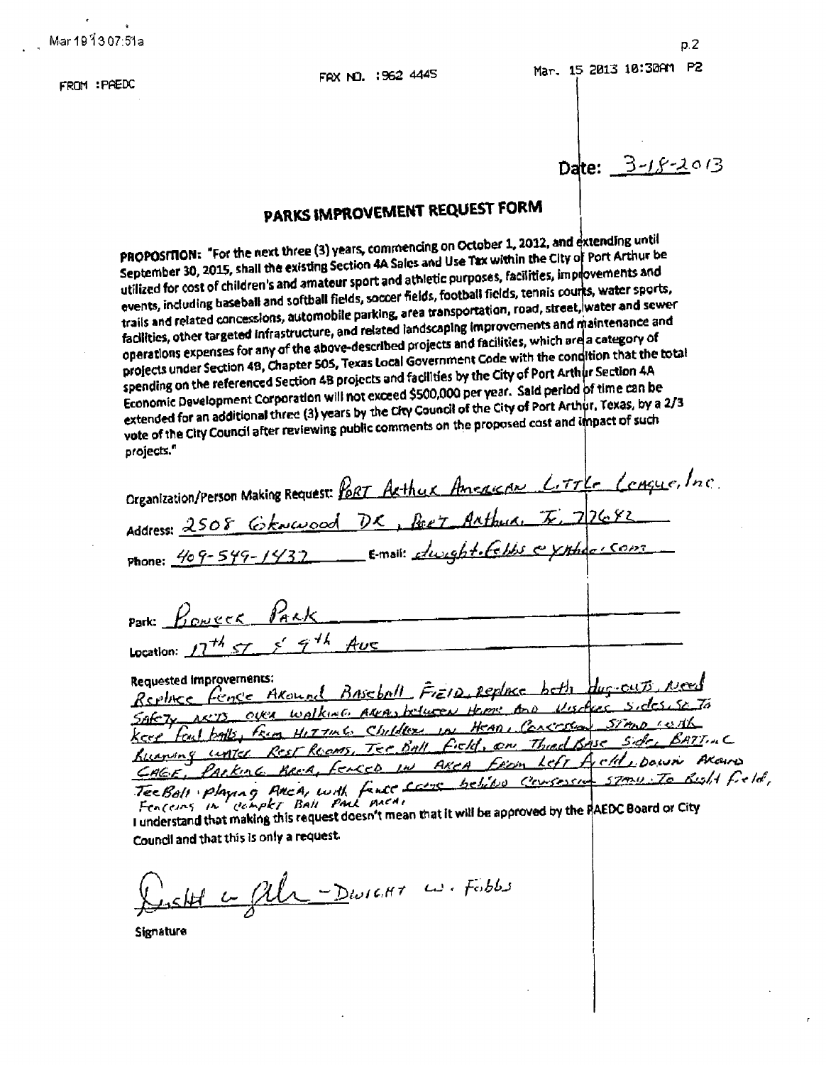Date: 3-18-2013

# PARKS IMPROVEMENT REQUEST FORM

**PROPOSITION:** "For the next three (3) years, commencing on October 1, 2012, and extending until September 30, 2015, shall the existing Section 4A Sales and Use Tax within the City of Port Arthur be utilized for cost of children's and amateur sport and athletic purposes, facilities, improvements and events, including baseball and softball fields, soccer fields, football fields, tennis courts, water sports, trails and related concessions, automobile parking, area transportation, road, street, water and sewer facilities, other targeted infrastructure, and related landscaping improvements and maintenance and operations expenses for any of the above-described projects and facilities, which are a category of projects under Section 4B, Chapter 505, Texas Local Government Code with the condition that the total spending on the referenced Section 4B projects and facilities by the City of Port Arthur Section 4A Economic Development Corporation will not exceed $500,000 per year. Said period of time can be extended for an additional three (3) years by the City Council of the City of Port Arthur, Texas, by a 2/3 vote of the City Council after reviewing public comments on the proposed cost and impact of such projects."

Organization/Person Making Request: Port Arthur American Little League, Inc.

Address: 2508 Oakwood Dr, Port Arthur, Tx. 77642

Phone: 409-549-1437 E-mail: dwight.fobbs@yahoo.com

Park: Pioneer Park

Location: 17th St & 9th Ave

Requested Improvements:
Replace fence around Baseball Field, replace both dug-outs, Need Safety nets over walking areas between Home and Visitors sides, so to keep foul balls from hitting children in head, Concession stand with running water, Rest Rooms, Tee Ball Field, on Third Base side, Batting Cage, Parking Area, Fenced in Area from Left Field, down around Tee Ball playing Area, with fence come behind Concession stand. To Right field, Fencing in compket Ball Park Area,

I understand that making this request doesn't mean that it will be approved by the PAEDC Board or City Council and that this is only a request.

Dwight W. Fobbs - Dwight W. Fobbs

Signature